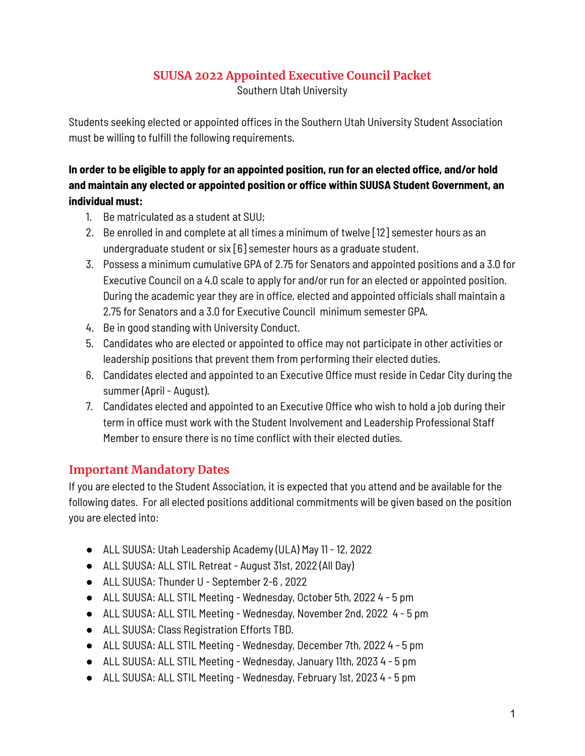# SUUSA 2022 Appointed Executive Council Packet

Southern Utah University

Students seeking elected or appointed offices in the Southern Utah University Student Association must be willing to fulfill the following requirements.

**In order to be eligible to apply for an appointed position, run for an elected office, and/or hold and maintain any elected or appointed position or office within SUUSA Student Government, an individual must:**

1. Be matriculated as a student at SUU;
2. Be enrolled in and complete at all times a minimum of twelve [12] semester hours as an undergraduate student or six [6] semester hours as a graduate student.
3. Possess a minimum cumulative GPA of 2.75 for Senators and appointed positions and a 3.0 for Executive Council on a 4.0 scale to apply for and/or run for an elected or appointed position. During the academic year they are in office, elected and appointed officials shall maintain a 2.75 for Senators and a 3.0 for Executive Council minimum semester GPA.
4. Be in good standing with University Conduct.
5. Candidates who are elected or appointed to office may not participate in other activities or leadership positions that prevent them from performing their elected duties.
6. Candidates elected and appointed to an Executive Office must reside in Cedar City during the summer (April - August).
7. Candidates elected and appointed to an Executive Office who wish to hold a job during their term in office must work with the Student Involvement and Leadership Professional Staff Member to ensure there is no time conflict with their elected duties.

## Important Mandatory Dates

If you are elected to the Student Association, it is expected that you attend and be available for the following dates. For all elected positions additional commitments will be given based on the position you are elected into:

- ALL SUUSA: Utah Leadership Academy (ULA) May 11 - 12, 2022
- ALL SUUSA: ALL STIL Retreat - August 31st, 2022 (All Day)
- ALL SUUSA: Thunder U - September 2-6 , 2022
- ALL SUUSA: ALL STIL Meeting - Wednesday, October 5th, 2022 4 - 5 pm
- ALL SUUSA: ALL STIL Meeting - Wednesday, November 2nd, 2022 4 - 5 pm
- ALL SUUSA: Class Registration Efforts TBD.
- ALL SUUSA: ALL STIL Meeting - Wednesday, December 7th, 2022 4 - 5 pm
- ALL SUUSA: ALL STIL Meeting - Wednesday, January 11th, 2023 4 - 5 pm
- ALL SUUSA: ALL STIL Meeting - Wednesday, February 1st, 2023 4 - 5 pm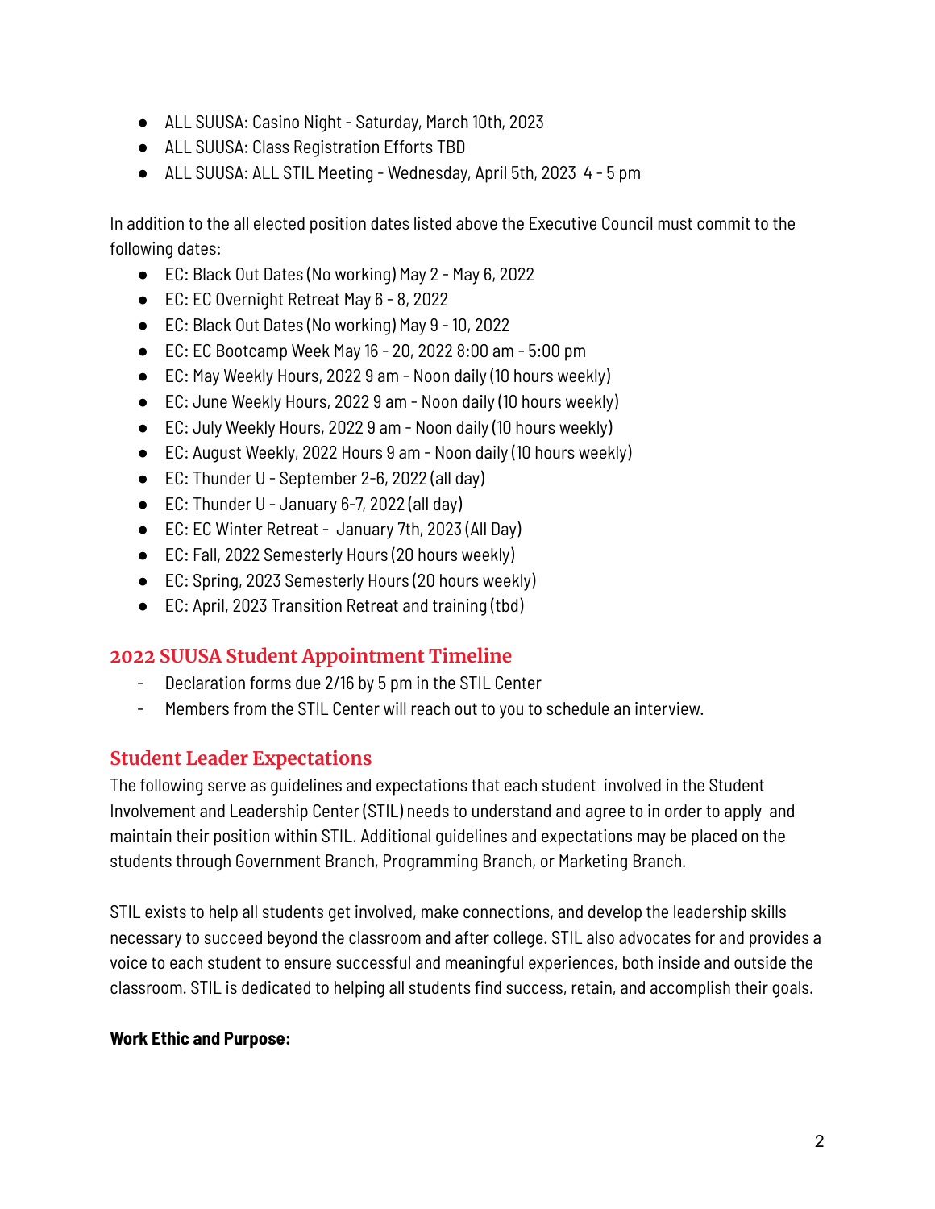- ALL SUUSA: Casino Night - Saturday, March 10th, 2023
- ALL SUUSA: Class Registration Efforts TBD
- ALL SUUSA: ALL STIL Meeting - Wednesday, April 5th, 2023 4 - 5 pm

In addition to the all elected position dates listed above the Executive Council must commit to the following dates:

- EC: Black Out Dates (No working) May 2 - May 6, 2022
- EC: EC Overnight Retreat May 6 - 8, 2022
- EC: Black Out Dates (No working) May 9 - 10, 2022
- EC: EC Bootcamp Week May 16 - 20, 2022 8:00 am - 5:00 pm
- EC: May Weekly Hours, 2022 9 am - Noon daily (10 hours weekly)
- EC: June Weekly Hours, 2022 9 am - Noon daily (10 hours weekly)
- EC: July Weekly Hours, 2022 9 am - Noon daily (10 hours weekly)
- EC: August Weekly, 2022 Hours 9 am - Noon daily (10 hours weekly)
- EC: Thunder U - September 2-6, 2022 (all day)
- EC: Thunder U - January 6-7, 2022 (all day)
- EC: EC Winter Retreat - January 7th, 2023 (All Day)
- EC: Fall, 2022 Semesterly Hours (20 hours weekly)
- EC: Spring, 2023 Semesterly Hours (20 hours weekly)
- EC: April, 2023 Transition Retreat and training (tbd)

## 2022 SUUSA Student Appointment Timeline

- Declaration forms due 2/16 by 5 pm in the STIL Center
- Members from the STIL Center will reach out to you to schedule an interview.

## Student Leader Expectations

The following serve as guidelines and expectations that each student involved in the Student Involvement and Leadership Center (STIL) needs to understand and agree to in order to apply and maintain their position within STIL. Additional guidelines and expectations may be placed on the students through Government Branch, Programming Branch, or Marketing Branch.

STIL exists to help all students get involved, make connections, and develop the leadership skills necessary to succeed beyond the classroom and after college. STIL also advocates for and provides a voice to each student to ensure successful and meaningful experiences, both inside and outside the classroom. STIL is dedicated to helping all students find success, retain, and accomplish their goals.

**Work Ethic and Purpose:**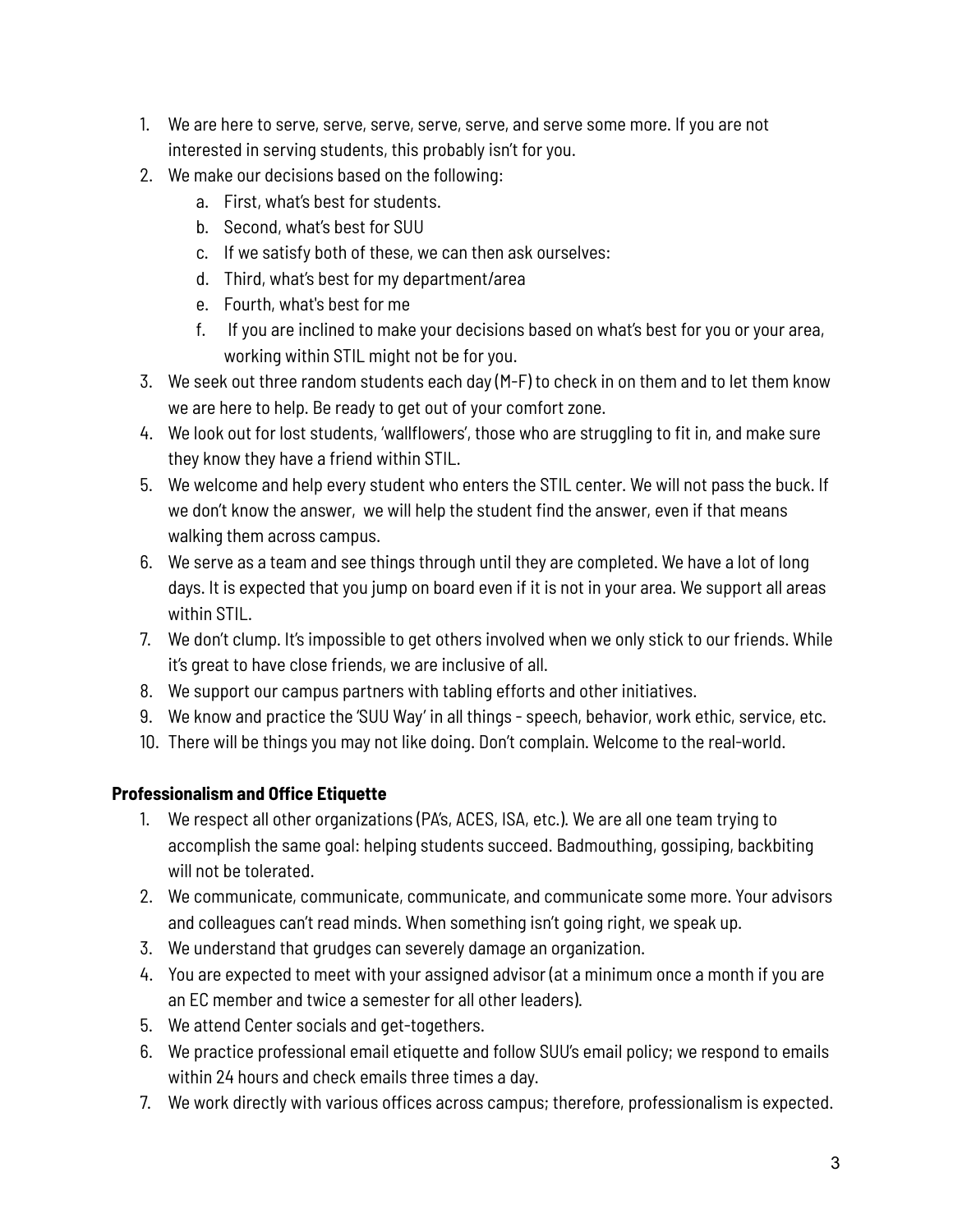1. We are here to serve, serve, serve, serve, serve, and serve some more. If you are not interested in serving students, this probably isn't for you.
2. We make our decisions based on the following:
   a. First, what's best for students.
   b. Second, what's best for SUU
   c. If we satisfy both of these, we can then ask ourselves:
   d. Third, what's best for my department/area
   e. Fourth, what's best for me
   f. If you are inclined to make your decisions based on what's best for you or your area, working within STIL might not be for you.
3. We seek out three random students each day (M-F) to check in on them and to let them know we are here to help. Be ready to get out of your comfort zone.
4. We look out for lost students, 'wallflowers', those who are struggling to fit in, and make sure they know they have a friend within STIL.
5. We welcome and help every student who enters the STIL center. We will not pass the buck. If we don't know the answer, we will help the student find the answer, even if that means walking them across campus.
6. We serve as a team and see things through until they are completed. We have a lot of long days. It is expected that you jump on board even if it is not in your area. We support all areas within STIL.
7. We don't clump. It's impossible to get others involved when we only stick to our friends. While it's great to have close friends, we are inclusive of all.
8. We support our campus partners with tabling efforts and other initiatives.
9. We know and practice the 'SUU Way' in all things - speech, behavior, work ethic, service, etc.
10. There will be things you may not like doing. Don't complain. Welcome to the real-world.

**Professionalism and Office Etiquette**

1. We respect all other organizations (PA's, ACES, ISA, etc.). We are all one team trying to accomplish the same goal: helping students succeed. Badmouthing, gossiping, backbiting will not be tolerated.
2. We communicate, communicate, communicate, and communicate some more. Your advisors and colleagues can't read minds. When something isn't going right, we speak up.
3. We understand that grudges can severely damage an organization.
4. You are expected to meet with your assigned advisor (at a minimum once a month if you are an EC member and twice a semester for all other leaders).
5. We attend Center socials and get-togethers.
6. We practice professional email etiquette and follow SUU's email policy; we respond to emails within 24 hours and check emails three times a day.
7. We work directly with various offices across campus; therefore, professionalism is expected.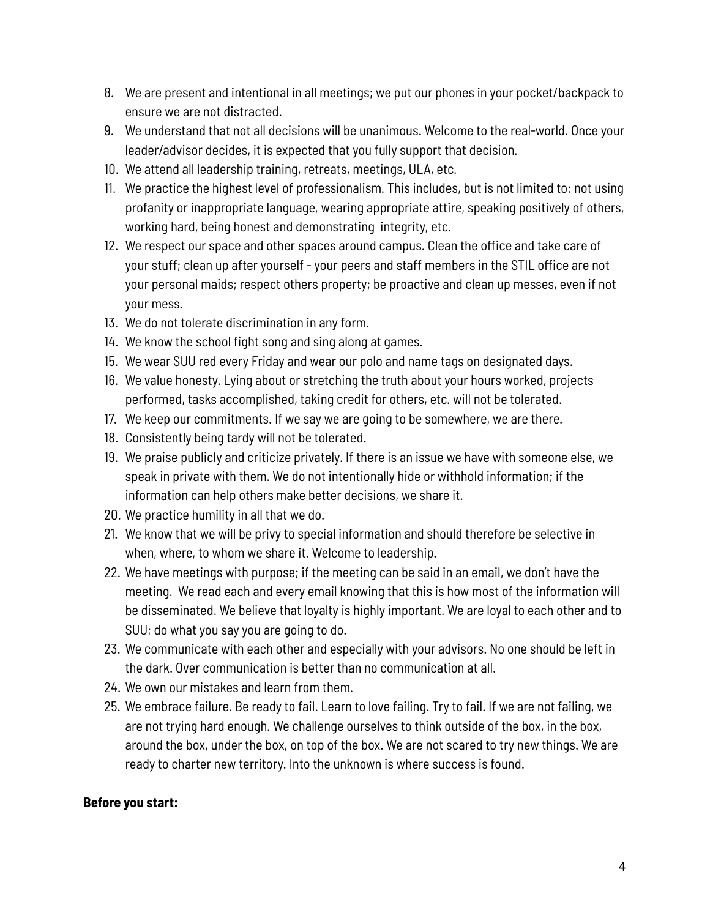8. We are present and intentional in all meetings; we put our phones in your pocket/backpack to ensure we are not distracted.
9. We understand that not all decisions will be unanimous. Welcome to the real-world. Once your leader/advisor decides, it is expected that you fully support that decision.
10. We attend all leadership training, retreats, meetings, ULA, etc.
11. We practice the highest level of professionalism. This includes, but is not limited to: not using profanity or inappropriate language, wearing appropriate attire, speaking positively of others, working hard, being honest and demonstrating integrity, etc.
12. We respect our space and other spaces around campus. Clean the office and take care of your stuff; clean up after yourself - your peers and staff members in the STIL office are not your personal maids; respect others property; be proactive and clean up messes, even if not your mess.
13. We do not tolerate discrimination in any form.
14. We know the school fight song and sing along at games.
15. We wear SUU red every Friday and wear our polo and name tags on designated days.
16. We value honesty. Lying about or stretching the truth about your hours worked, projects performed, tasks accomplished, taking credit for others, etc. will not be tolerated.
17. We keep our commitments. If we say we are going to be somewhere, we are there.
18. Consistently being tardy will not be tolerated.
19. We praise publicly and criticize privately. If there is an issue we have with someone else, we speak in private with them. We do not intentionally hide or withhold information; if the information can help others make better decisions, we share it.
20. We practice humility in all that we do.
21. We know that we will be privy to special information and should therefore be selective in when, where, to whom we share it. Welcome to leadership.
22. We have meetings with purpose; if the meeting can be said in an email, we don't have the meeting. We read each and every email knowing that this is how most of the information will be disseminated. We believe that loyalty is highly important. We are loyal to each other and to SUU; do what you say you are going to do.
23. We communicate with each other and especially with your advisors. No one should be left in the dark. Over communication is better than no communication at all.
24. We own our mistakes and learn from them.
25. We embrace failure. Be ready to fail. Learn to love failing. Try to fail. If we are not failing, we are not trying hard enough. We challenge ourselves to think outside of the box, in the box, around the box, under the box, on top of the box. We are not scared to try new things. We are ready to charter new territory. Into the unknown is where success is found.

**Before you start:**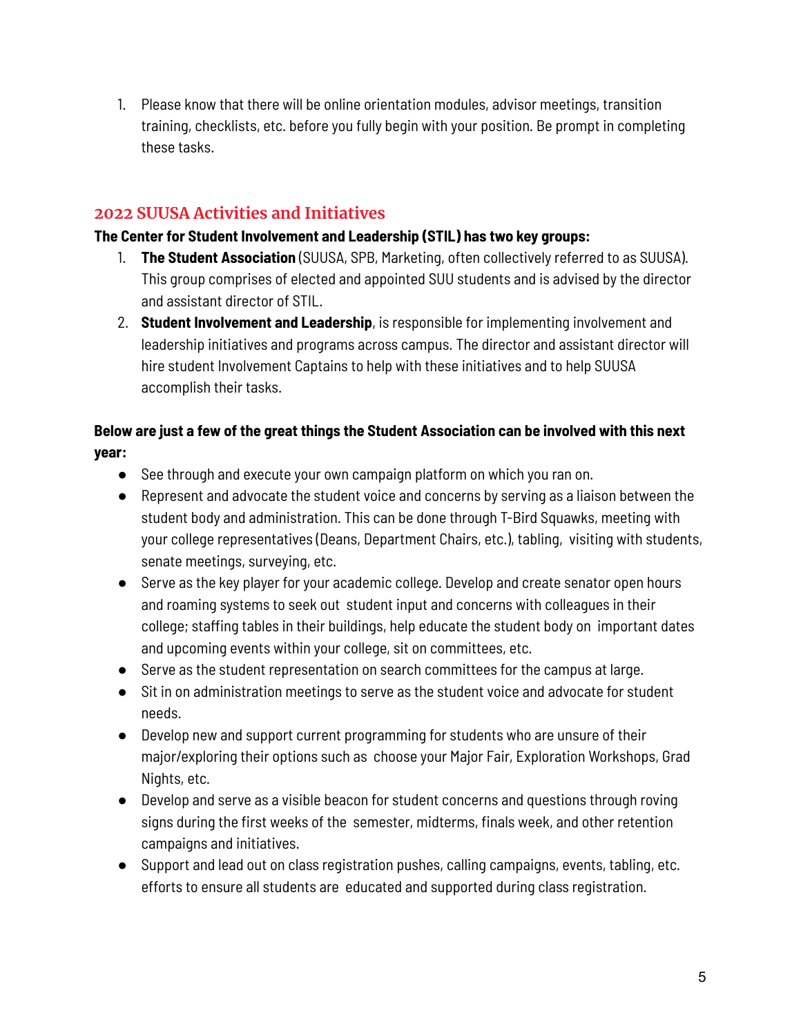1. Please know that there will be online orientation modules, advisor meetings, transition training, checklists, etc. before you fully begin with your position. Be prompt in completing these tasks.

## 2022 SUUSA Activities and Initiatives

**The Center for Student Involvement and Leadership (STIL) has two key groups:**

1. **The Student Association** (SUUSA, SPB, Marketing, often collectively referred to as SUUSA). This group comprises of elected and appointed SUU students and is advised by the director and assistant director of STIL.
2. **Student Involvement and Leadership**, is responsible for implementing involvement and leadership initiatives and programs across campus. The director and assistant director will hire student Involvement Captains to help with these initiatives and to help SUUSA accomplish their tasks.

**Below are just a few of the great things the Student Association can be involved with this next year:**

- See through and execute your own campaign platform on which you ran on.
- Represent and advocate the student voice and concerns by serving as a liaison between the student body and administration. This can be done through T-Bird Squawks, meeting with your college representatives (Deans, Department Chairs, etc.), tabling, visiting with students, senate meetings, surveying, etc.
- Serve as the key player for your academic college. Develop and create senator open hours and roaming systems to seek out student input and concerns with colleagues in their college; staffing tables in their buildings, help educate the student body on important dates and upcoming events within your college, sit on committees, etc.
- Serve as the student representation on search committees for the campus at large.
- Sit in on administration meetings to serve as the student voice and advocate for student needs.
- Develop new and support current programming for students who are unsure of their major/exploring their options such as choose your Major Fair, Exploration Workshops, Grad Nights, etc.
- Develop and serve as a visible beacon for student concerns and questions through roving signs during the first weeks of the semester, midterms, finals week, and other retention campaigns and initiatives.
- Support and lead out on class registration pushes, calling campaigns, events, tabling, etc. efforts to ensure all students are educated and supported during class registration.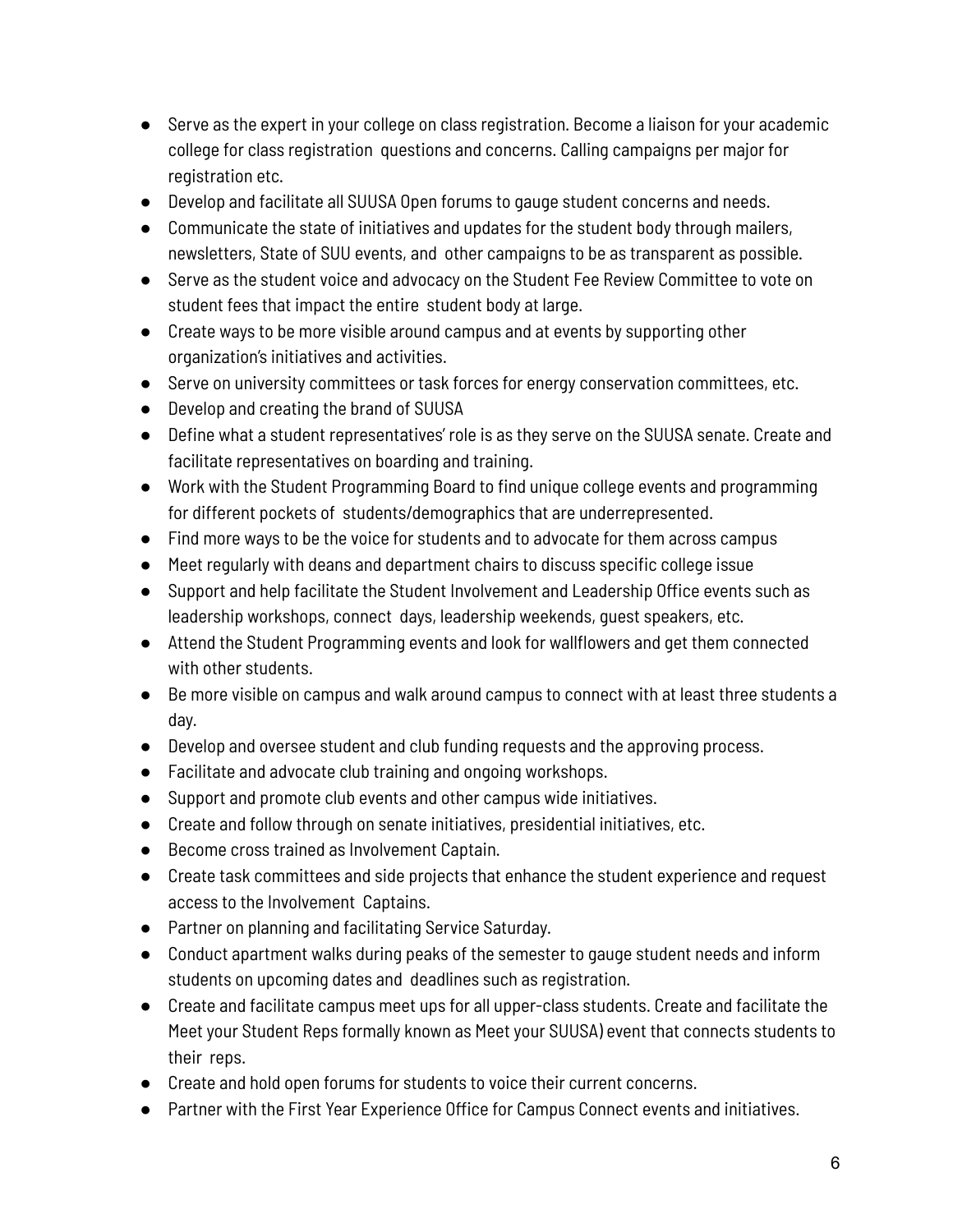- Serve as the expert in your college on class registration. Become a liaison for your academic college for class registration questions and concerns. Calling campaigns per major for registration etc.
- Develop and facilitate all SUUSA Open forums to gauge student concerns and needs.
- Communicate the state of initiatives and updates for the student body through mailers, newsletters, State of SUU events, and other campaigns to be as transparent as possible.
- Serve as the student voice and advocacy on the Student Fee Review Committee to vote on student fees that impact the entire student body at large.
- Create ways to be more visible around campus and at events by supporting other organization's initiatives and activities.
- Serve on university committees or task forces for energy conservation committees, etc.
- Develop and creating the brand of SUUSA
- Define what a student representatives' role is as they serve on the SUUSA senate. Create and facilitate representatives on boarding and training.
- Work with the Student Programming Board to find unique college events and programming for different pockets of students/demographics that are underrepresented.
- Find more ways to be the voice for students and to advocate for them across campus
- Meet regularly with deans and department chairs to discuss specific college issue
- Support and help facilitate the Student Involvement and Leadership Office events such as leadership workshops, connect days, leadership weekends, guest speakers, etc.
- Attend the Student Programming events and look for wallflowers and get them connected with other students.
- Be more visible on campus and walk around campus to connect with at least three students a day.
- Develop and oversee student and club funding requests and the approving process.
- Facilitate and advocate club training and ongoing workshops.
- Support and promote club events and other campus wide initiatives.
- Create and follow through on senate initiatives, presidential initiatives, etc.
- Become cross trained as Involvement Captain.
- Create task committees and side projects that enhance the student experience and request access to the Involvement Captains.
- Partner on planning and facilitating Service Saturday.
- Conduct apartment walks during peaks of the semester to gauge student needs and inform students on upcoming dates and deadlines such as registration.
- Create and facilitate campus meet ups for all upper-class students. Create and facilitate the Meet your Student Reps formally known as Meet your SUUSA) event that connects students to their reps.
- Create and hold open forums for students to voice their current concerns.
- Partner with the First Year Experience Office for Campus Connect events and initiatives.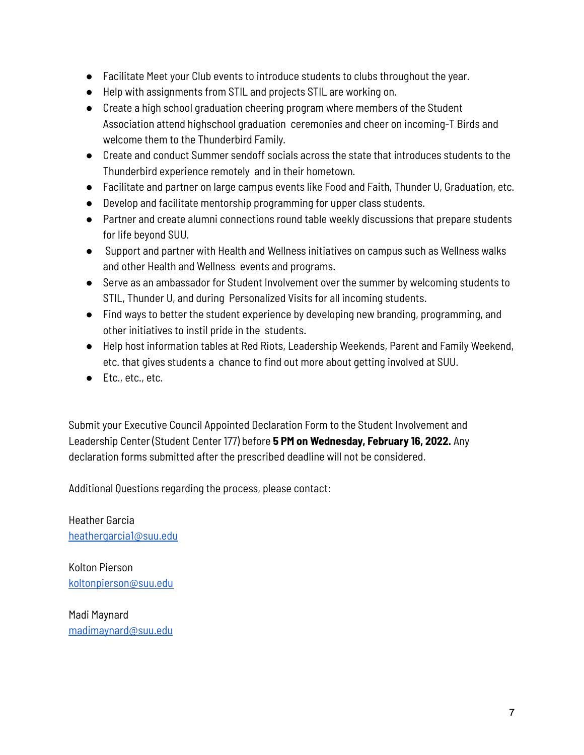- Facilitate Meet your Club events to introduce students to clubs throughout the year.
- Help with assignments from STIL and projects STIL are working on.
- Create a high school graduation cheering program where members of the Student Association attend highschool graduation ceremonies and cheer on incoming-T Birds and welcome them to the Thunderbird Family.
- Create and conduct Summer sendoff socials across the state that introduces students to the Thunderbird experience remotely and in their hometown.
- Facilitate and partner on large campus events like Food and Faith, Thunder U, Graduation, etc.
- Develop and facilitate mentorship programming for upper class students.
- Partner and create alumni connections round table weekly discussions that prepare students for life beyond SUU.
- Support and partner with Health and Wellness initiatives on campus such as Wellness walks and other Health and Wellness events and programs.
- Serve as an ambassador for Student Involvement over the summer by welcoming students to STIL, Thunder U, and during Personalized Visits for all incoming students.
- Find ways to better the student experience by developing new branding, programming, and other initiatives to instil pride in the students.
- Help host information tables at Red Riots, Leadership Weekends, Parent and Family Weekend, etc. that gives students a chance to find out more about getting involved at SUU.
- Etc., etc., etc.

Submit your Executive Council Appointed Declaration Form to the Student Involvement and Leadership Center (Student Center 177) before **5 PM on Wednesday, February 16, 2022.** Any declaration forms submitted after the prescribed deadline will not be considered.

Additional Questions regarding the process, please contact:

Heather Garcia
heathergarcia1@suu.edu

Kolton Pierson
koltonpierson@suu.edu

Madi Maynard
madimaynard@suu.edu